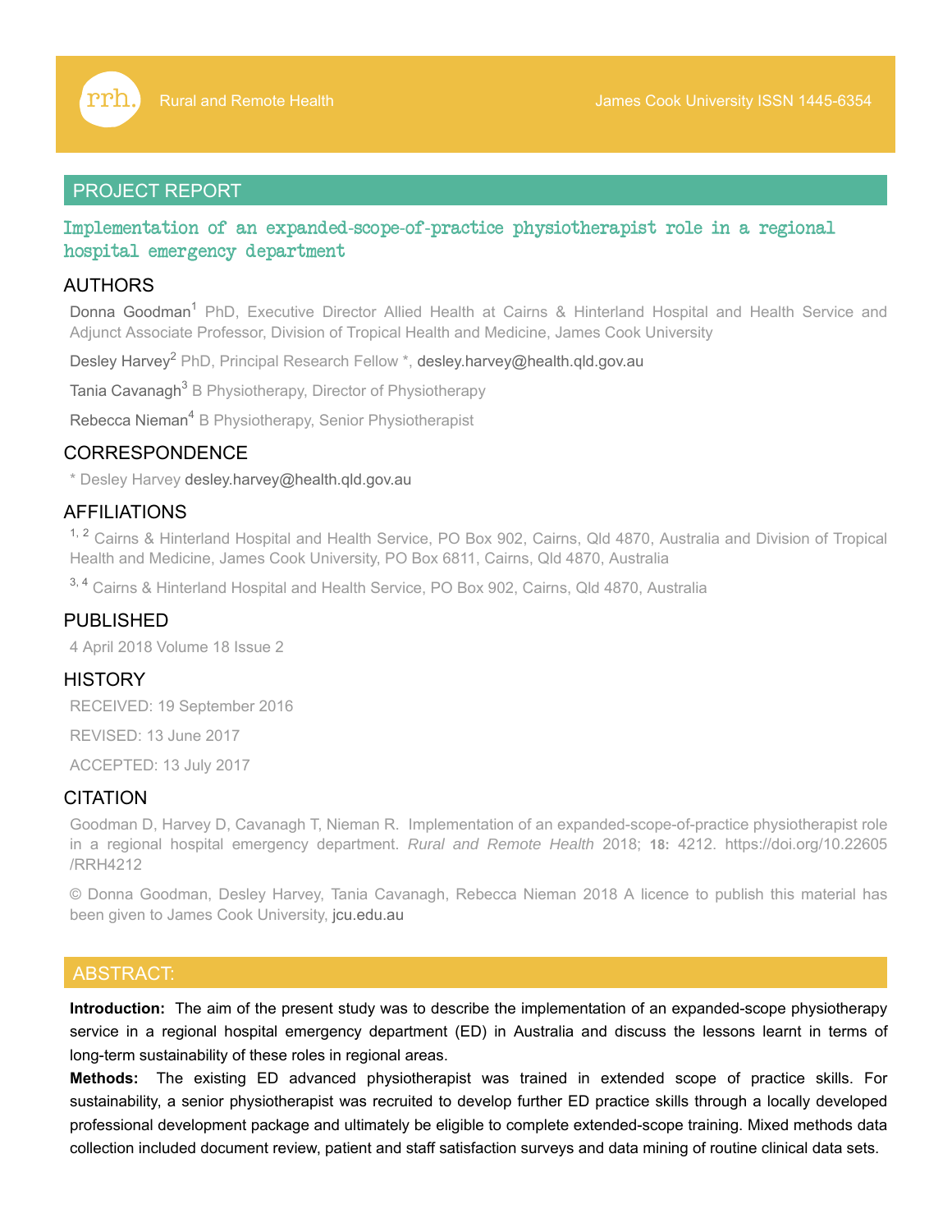PROJECT REPORT

# Implementation of an expanded-scope-of-practice physiotherapist role in a regional hospital emergency department

## AUTHORS

Donna Goodman[1] PhD, Executive Director Allied Health at Cairns & Hinterland Hospital and Health Service and Adjunct Associate Professor, Division of Tropical Health and Medicine, James Cook University

Desley Harvey[2] PhD, Principal Research Fellow *, desley.harvey@health.qld.gov.au

Tania Cavanagh[3] B Physiotherapy, Director of Physiotherapy

Rebecca Nieman[4] B Physiotherapy, Senior Physiotherapist

## CORRESPONDENCE

* Desley Harvey desley.harvey@health.qld.gov.au

## AFFILIATIONS

[1, 2] Cairns & Hinterland Hospital and Health Service, PO Box 902, Cairns, Qld 4870, Australia and Division of Tropical Health and Medicine, James Cook University, PO Box 6811, Cairns, Qld 4870, Australia

[3, 4] Cairns & Hinterland Hospital and Health Service, PO Box 902, Cairns, Qld 4870, Australia

## PUBLISHED

4 April 2018 Volume 18 Issue 2

## HISTORY

RECEIVED: 19 September 2016

REVISED: 13 June 2017

ACCEPTED: 13 July 2017

## CITATION

Goodman D, Harvey D, Cavanagh T, Nieman R. Implementation of an expanded-scope-of-practice physiotherapist role in a regional hospital emergency department. *Rural and Remote Health* 2018; **18:** 4212. https://doi.org/10.22605/RRH4212

© Donna Goodman, Desley Harvey, Tania Cavanagh, Rebecca Nieman 2018 A licence to publish this material has been given to James Cook University, jcu.edu.au

## ABSTRACT:

**Introduction:** The aim of the present study was to describe the implementation of an expanded-scope physiotherapy service in a regional hospital emergency department (ED) in Australia and discuss the lessons learnt in terms of long-term sustainability of these roles in regional areas.

**Methods:** The existing ED advanced physiotherapist was trained in extended scope of practice skills. For sustainability, a senior physiotherapist was recruited to develop further ED practice skills through a locally developed professional development package and ultimately be eligible to complete extended-scope training. Mixed methods data collection included document review, patient and staff satisfaction surveys and data mining of routine clinical data sets.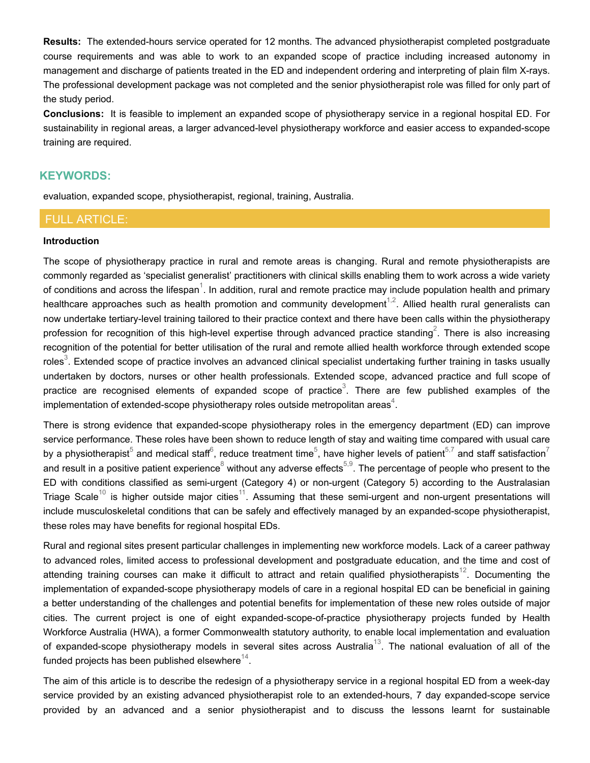**Results:** The extended-hours service operated for 12 months. The advanced physiotherapist completed postgraduate course requirements and was able to work to an expanded scope of practice including increased autonomy in management and discharge of patients treated in the ED and independent ordering and interpreting of plain film X-rays. The professional development package was not completed and the senior physiotherapist role was filled for only part of the study period.

**Conclusions:** It is feasible to implement an expanded scope of physiotherapy service in a regional hospital ED. For sustainability in regional areas, a larger advanced-level physiotherapy workforce and easier access to expanded-scope training are required.

## KEYWORDS:

evaluation, expanded scope, physiotherapist, regional, training, Australia.

## FULL ARTICLE:

### Introduction

The scope of physiotherapy practice in rural and remote areas is changing. Rural and remote physiotherapists are commonly regarded as 'specialist generalist' practitioners with clinical skills enabling them to work across a wide variety of conditions and across the lifespan[1]. In addition, rural and remote practice may include population health and primary healthcare approaches such as health promotion and community development[1,2]. Allied health rural generalists can now undertake tertiary-level training tailored to their practice context and there have been calls within the physiotherapy profession for recognition of this high-level expertise through advanced practice standing[2]. There is also increasing recognition of the potential for better utilisation of the rural and remote allied health workforce through extended scope roles[3]. Extended scope of practice involves an advanced clinical specialist undertaking further training in tasks usually undertaken by doctors, nurses or other health professionals. Extended scope, advanced practice and full scope of practice are recognised elements of expanded scope of practice[3]. There are few published examples of the implementation of extended-scope physiotherapy roles outside metropolitan areas[4].

There is strong evidence that expanded-scope physiotherapy roles in the emergency department (ED) can improve service performance. These roles have been shown to reduce length of stay and waiting time compared with usual care by a physiotherapist[5] and medical staff[6], reduce treatment time[5], have higher levels of patient[5,7] and staff satisfaction[7] and result in a positive patient experience[8] without any adverse effects[5,9]. The percentage of people who present to the ED with conditions classified as semi-urgent (Category 4) or non-urgent (Category 5) according to the Australasian Triage Scale[10] is higher outside major cities[11]. Assuming that these semi-urgent and non-urgent presentations will include musculoskeletal conditions that can be safely and effectively managed by an expanded-scope physiotherapist, these roles may have benefits for regional hospital EDs.

Rural and regional sites present particular challenges in implementing new workforce models. Lack of a career pathway to advanced roles, limited access to professional development and postgraduate education, and the time and cost of attending training courses can make it difficult to attract and retain qualified physiotherapists[12]. Documenting the implementation of expanded-scope physiotherapy models of care in a regional hospital ED can be beneficial in gaining a better understanding of the challenges and potential benefits for implementation of these new roles outside of major cities. The current project is one of eight expanded-scope-of-practice physiotherapy projects funded by Health Workforce Australia (HWA), a former Commonwealth statutory authority, to enable local implementation and evaluation of expanded-scope physiotherapy models in several sites across Australia[13]. The national evaluation of all of the funded projects has been published elsewhere[14].

The aim of this article is to describe the redesign of a physiotherapy service in a regional hospital ED from a week-day service provided by an existing advanced physiotherapist role to an extended-hours, 7 day expanded-scope service provided by an advanced and a senior physiotherapist and to discuss the lessons learnt for sustainable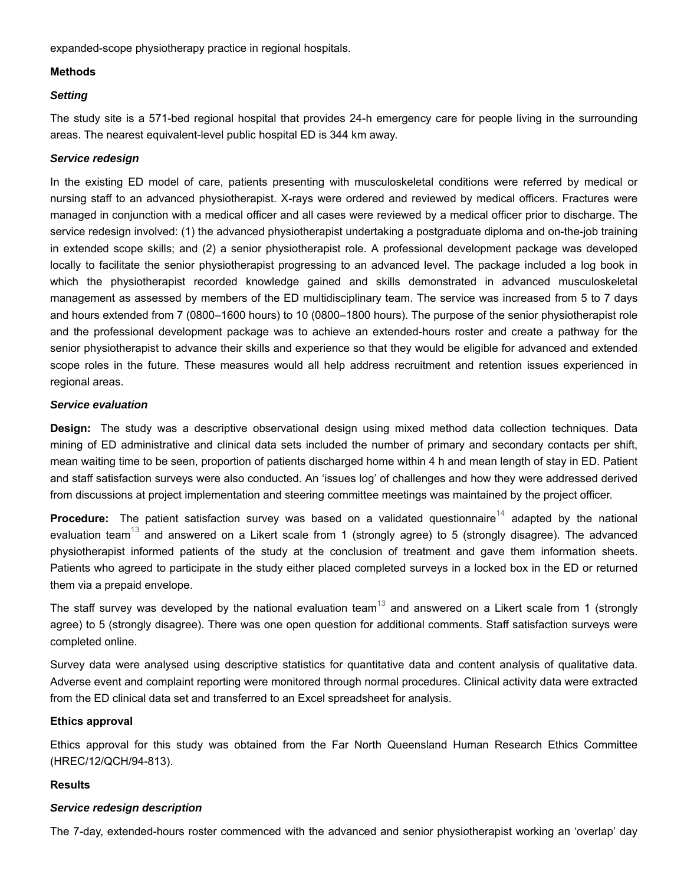expanded-scope physiotherapy practice in regional hospitals.

## Methods

### *Setting*

The study site is a 571-bed regional hospital that provides 24-h emergency care for people living in the surrounding areas. The nearest equivalent-level public hospital ED is 344 km away.

### *Service redesign*

In the existing ED model of care, patients presenting with musculoskeletal conditions were referred by medical or nursing staff to an advanced physiotherapist. X-rays were ordered and reviewed by medical officers. Fractures were managed in conjunction with a medical officer and all cases were reviewed by a medical officer prior to discharge. The service redesign involved: (1) the advanced physiotherapist undertaking a postgraduate diploma and on-the-job training in extended scope skills; and (2) a senior physiotherapist role. A professional development package was developed locally to facilitate the senior physiotherapist progressing to an advanced level. The package included a log book in which the physiotherapist recorded knowledge gained and skills demonstrated in advanced musculoskeletal management as assessed by members of the ED multidisciplinary team. The service was increased from 5 to 7 days and hours extended from 7 (0800–1600 hours) to 10 (0800–1800 hours). The purpose of the senior physiotherapist role and the professional development package was to achieve an extended-hours roster and create a pathway for the senior physiotherapist to advance their skills and experience so that they would be eligible for advanced and extended scope roles in the future. These measures would all help address recruitment and retention issues experienced in regional areas.

### *Service evaluation*

**Design:** The study was a descriptive observational design using mixed method data collection techniques. Data mining of ED administrative and clinical data sets included the number of primary and secondary contacts per shift, mean waiting time to be seen, proportion of patients discharged home within 4 h and mean length of stay in ED. Patient and staff satisfaction surveys were also conducted. An 'issues log' of challenges and how they were addressed derived from discussions at project implementation and steering committee meetings was maintained by the project officer.

**Procedure:** The patient satisfaction survey was based on a validated questionnaire[14] adapted by the national evaluation team[13] and answered on a Likert scale from 1 (strongly agree) to 5 (strongly disagree). The advanced physiotherapist informed patients of the study at the conclusion of treatment and gave them information sheets. Patients who agreed to participate in the study either placed completed surveys in a locked box in the ED or returned them via a prepaid envelope.

The staff survey was developed by the national evaluation team[13] and answered on a Likert scale from 1 (strongly agree) to 5 (strongly disagree). There was one open question for additional comments. Staff satisfaction surveys were completed online.

Survey data were analysed using descriptive statistics for quantitative data and content analysis of qualitative data. Adverse event and complaint reporting were monitored through normal procedures. Clinical activity data were extracted from the ED clinical data set and transferred to an Excel spreadsheet for analysis.

## Ethics approval

Ethics approval for this study was obtained from the Far North Queensland Human Research Ethics Committee (HREC/12/QCH/94-813).

## Results

### *Service redesign description*

The 7-day, extended-hours roster commenced with the advanced and senior physiotherapist working an 'overlap' day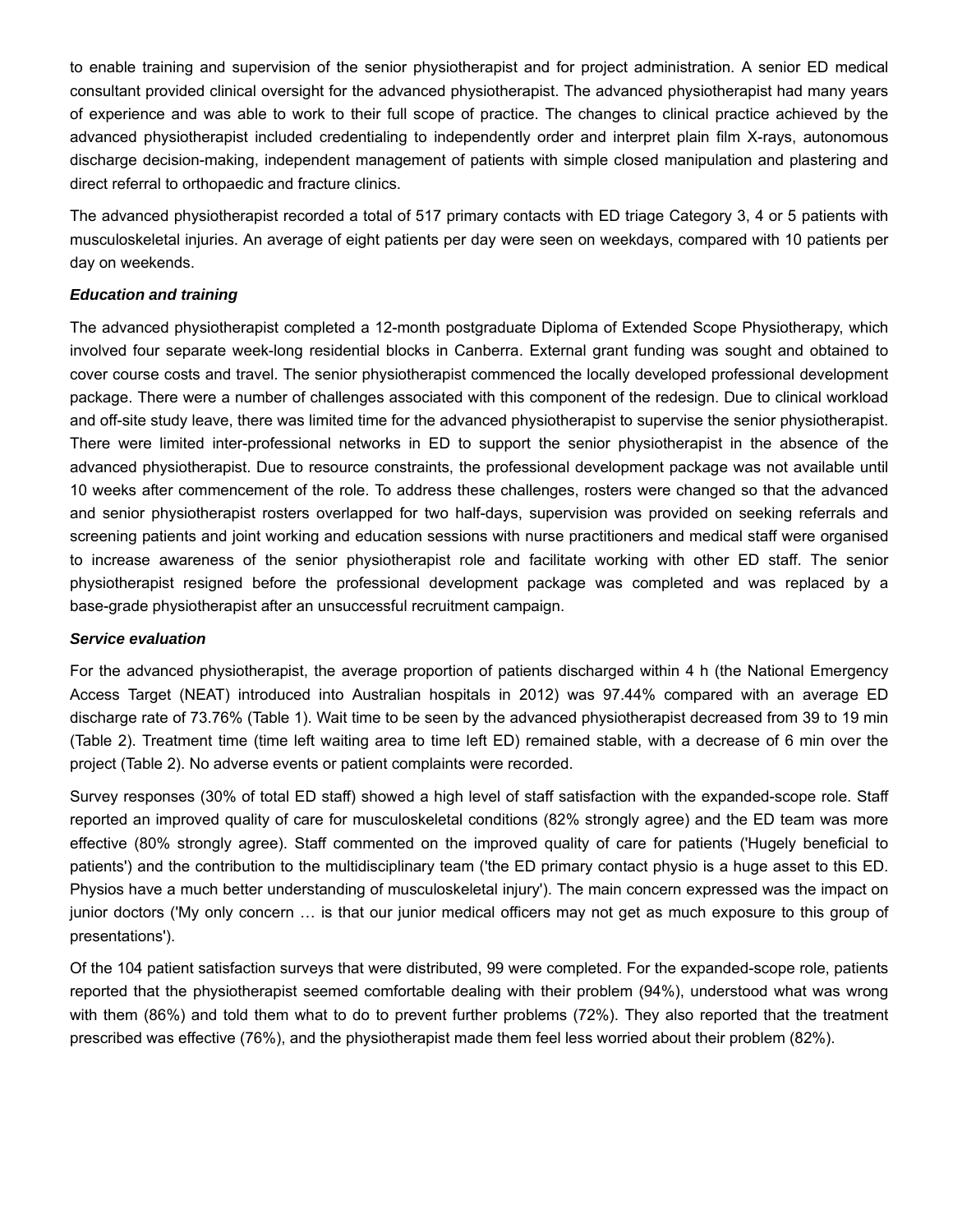to enable training and supervision of the senior physiotherapist and for project administration. A senior ED medical consultant provided clinical oversight for the advanced physiotherapist. The advanced physiotherapist had many years of experience and was able to work to their full scope of practice. The changes to clinical practice achieved by the advanced physiotherapist included credentialing to independently order and interpret plain film X-rays, autonomous discharge decision-making, independent management of patients with simple closed manipulation and plastering and direct referral to orthopaedic and fracture clinics.

The advanced physiotherapist recorded a total of 517 primary contacts with ED triage Category 3, 4 or 5 patients with musculoskeletal injuries. An average of eight patients per day were seen on weekdays, compared with 10 patients per day on weekends.

***Education and training***

The advanced physiotherapist completed a 12-month postgraduate Diploma of Extended Scope Physiotherapy, which involved four separate week-long residential blocks in Canberra. External grant funding was sought and obtained to cover course costs and travel. The senior physiotherapist commenced the locally developed professional development package. There were a number of challenges associated with this component of the redesign. Due to clinical workload and off-site study leave, there was limited time for the advanced physiotherapist to supervise the senior physiotherapist. There were limited inter-professional networks in ED to support the senior physiotherapist in the absence of the advanced physiotherapist. Due to resource constraints, the professional development package was not available until 10 weeks after commencement of the role. To address these challenges, rosters were changed so that the advanced and senior physiotherapist rosters overlapped for two half-days, supervision was provided on seeking referrals and screening patients and joint working and education sessions with nurse practitioners and medical staff were organised to increase awareness of the senior physiotherapist role and facilitate working with other ED staff. The senior physiotherapist resigned before the professional development package was completed and was replaced by a base-grade physiotherapist after an unsuccessful recruitment campaign.

***Service evaluation***

For the advanced physiotherapist, the average proportion of patients discharged within 4 h (the National Emergency Access Target (NEAT) introduced into Australian hospitals in 2012) was 97.44% compared with an average ED discharge rate of 73.76% (Table 1). Wait time to be seen by the advanced physiotherapist decreased from 39 to 19 min (Table 2). Treatment time (time left waiting area to time left ED) remained stable, with a decrease of 6 min over the project (Table 2). No adverse events or patient complaints were recorded.

Survey responses (30% of total ED staff) showed a high level of staff satisfaction with the expanded-scope role. Staff reported an improved quality of care for musculoskeletal conditions (82% strongly agree) and the ED team was more effective (80% strongly agree). Staff commented on the improved quality of care for patients ('Hugely beneficial to patients') and the contribution to the multidisciplinary team ('the ED primary contact physio is a huge asset to this ED. Physios have a much better understanding of musculoskeletal injury'). The main concern expressed was the impact on junior doctors ('My only concern … is that our junior medical officers may not get as much exposure to this group of presentations').

Of the 104 patient satisfaction surveys that were distributed, 99 were completed. For the expanded-scope role, patients reported that the physiotherapist seemed comfortable dealing with their problem (94%), understood what was wrong with them (86%) and told them what to do to prevent further problems (72%). They also reported that the treatment prescribed was effective (76%), and the physiotherapist made them feel less worried about their problem (82%).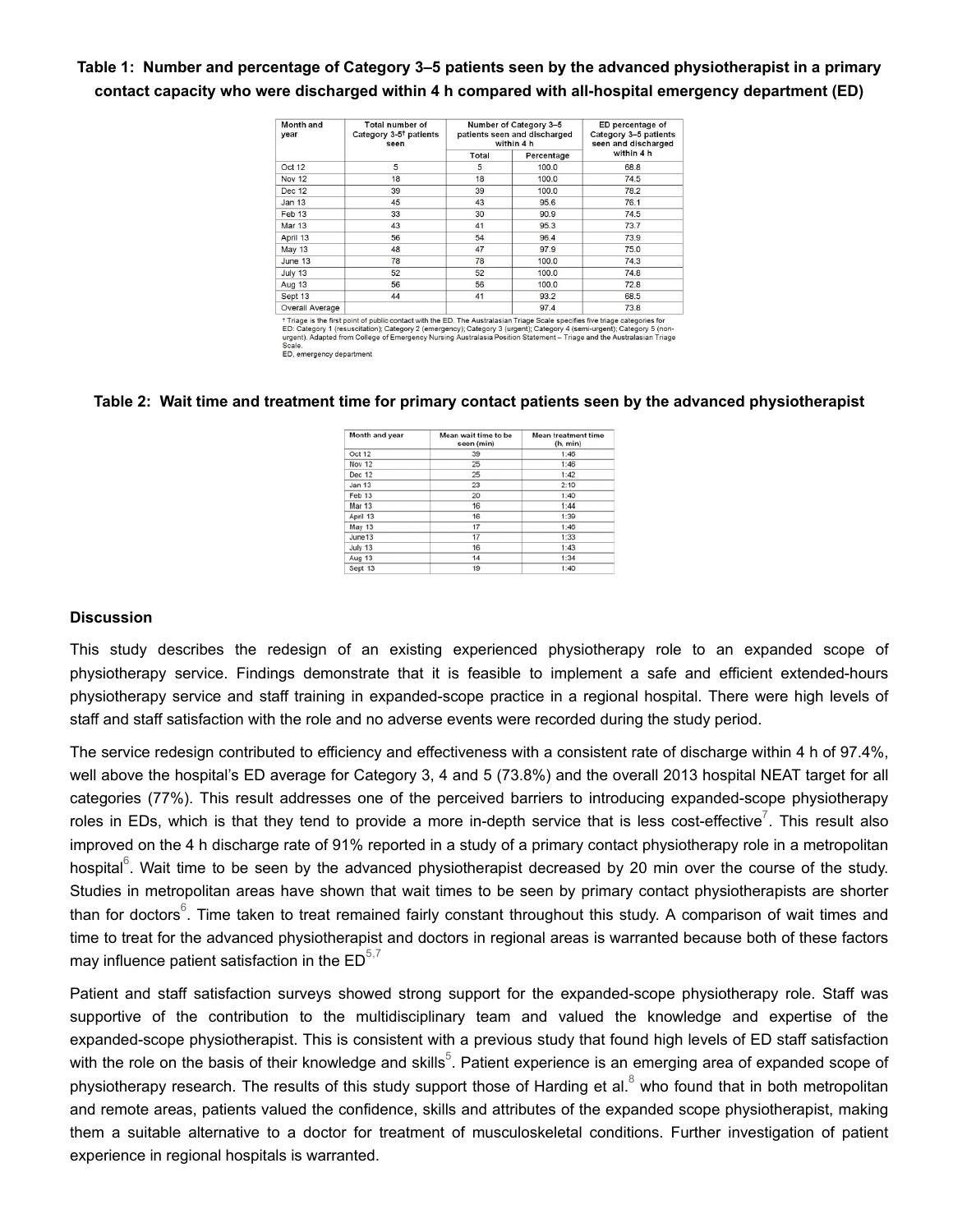**Table 1: Number and percentage of Category 3–5 patients seen by the advanced physiotherapist in a primary contact capacity who were discharged within 4 h compared with all-hospital emergency department (ED)**

| Month and year | Total number of Category 3-5† patients seen | Number of Category 3–5 patients seen and discharged within 4 h | | ED percentage of Category 3–5 patients seen and discharged within 4 h |
|---|---|---|---|---|
| | | Total | Percentage | |
| Oct 12 | 5 | 5 | 100.0 | 68.8 |
| Nov 12 | 18 | 18 | 100.0 | 74.5 |
| Dec 12 | 39 | 39 | 100.0 | 78.2 |
| Jan 13 | 45 | 43 | 95.6 | 76.1 |
| Feb 13 | 33 | 30 | 90.9 | 74.5 |
| Mar 13 | 43 | 41 | 95.3 | 73.7 |
| April 13 | 56 | 54 | 96.4 | 73.9 |
| May 13 | 48 | 47 | 97.9 | 75.0 |
| June 13 | 78 | 78 | 100.0 | 74.3 |
| July 13 | 52 | 52 | 100.0 | 74.8 |
| Aug 13 | 56 | 56 | 100.0 | 72.8 |
| Sept 13 | 44 | 41 | 93.2 | 68.5 |
| Overall Average | | | 97.4 | 73.8 |

† Triage is the first point of public contact with the ED. The Australasian Triage Scale specifies five triage categories for ED: Category 1 (resuscitation); Category 2 (emergency); Category 3 (urgent); Category 4 (semi-urgent); Category 5 (non-urgent). Adapted from College of Emergency Nursing Australasia Position Statement – Triage and the Australasian Triage Scale.
ED, emergency department

**Table 2: Wait time and treatment time for primary contact patients seen by the advanced physiotherapist**

| Month and year | Mean wait time to be seen (min) | Mean treatment time (h, min) |
|---|---|---|
| Oct 12 | 39 | 1:46 |
| Nov 12 | 25 | 1:46 |
| Dec 12 | 25 | 1:42 |
| Jan 13 | 23 | 2:10 |
| Feb 13 | 20 | 1:40 |
| Mar 13 | 16 | 1:44 |
| April 13 | 16 | 1:39 |
| May 13 | 17 | 1:46 |
| June13 | 17 | 1:33 |
| July 13 | 16 | 1:43 |
| Aug 13 | 14 | 1:34 |
| Sept 13 | 19 | 1:40 |

## Discussion

This study describes the redesign of an existing experienced physiotherapy role to an expanded scope of physiotherapy service. Findings demonstrate that it is feasible to implement a safe and efficient extended-hours physiotherapy service and staff training in expanded-scope practice in a regional hospital. There were high levels of staff and staff satisfaction with the role and no adverse events were recorded during the study period.

The service redesign contributed to efficiency and effectiveness with a consistent rate of discharge within 4 h of 97.4%, well above the hospital's ED average for Category 3, 4 and 5 (73.8%) and the overall 2013 hospital NEAT target for all categories (77%). This result addresses one of the perceived barriers to introducing expanded-scope physiotherapy roles in EDs, which is that they tend to provide a more in-depth service that is less cost-effective[7]. This result also improved on the 4 h discharge rate of 91% reported in a study of a primary contact physiotherapy role in a metropolitan hospital[6]. Wait time to be seen by the advanced physiotherapist decreased by 20 min over the course of the study. Studies in metropolitan areas have shown that wait times to be seen by primary contact physiotherapists are shorter than for doctors[6]. Time taken to treat remained fairly constant throughout this study. A comparison of wait times and time to treat for the advanced physiotherapist and doctors in regional areas is warranted because both of these factors may influence patient satisfaction in the ED[5,7]

Patient and staff satisfaction surveys showed strong support for the expanded-scope physiotherapy role. Staff was supportive of the contribution to the multidisciplinary team and valued the knowledge and expertise of the expanded-scope physiotherapist. This is consistent with a previous study that found high levels of ED staff satisfaction with the role on the basis of their knowledge and skills[5]. Patient experience is an emerging area of expanded scope of physiotherapy research. The results of this study support those of Harding et al.[8] who found that in both metropolitan and remote areas, patients valued the confidence, skills and attributes of the expanded scope physiotherapist, making them a suitable alternative to a doctor for treatment of musculoskeletal conditions. Further investigation of patient experience in regional hospitals is warranted.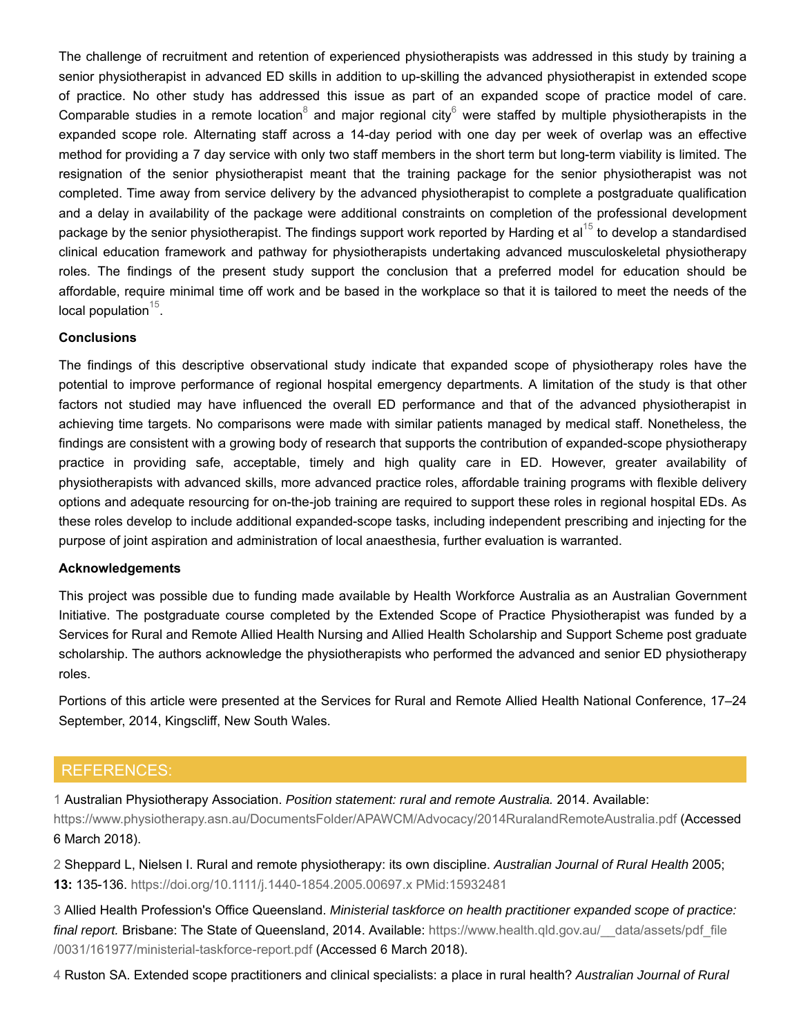The challenge of recruitment and retention of experienced physiotherapists was addressed in this study by training a senior physiotherapist in advanced ED skills in addition to up-skilling the advanced physiotherapist in extended scope of practice. No other study has addressed this issue as part of an expanded scope of practice model of care. Comparable studies in a remote location[8] and major regional city[6] were staffed by multiple physiotherapists in the expanded scope role. Alternating staff across a 14-day period with one day per week of overlap was an effective method for providing a 7 day service with only two staff members in the short term but long-term viability is limited. The resignation of the senior physiotherapist meant that the training package for the senior physiotherapist was not completed. Time away from service delivery by the advanced physiotherapist to complete a postgraduate qualification and a delay in availability of the package were additional constraints on completion of the professional development package by the senior physiotherapist. The findings support work reported by Harding et al[15] to develop a standardised clinical education framework and pathway for physiotherapists undertaking advanced musculoskeletal physiotherapy roles. The findings of the present study support the conclusion that a preferred model for education should be affordable, require minimal time off work and be based in the workplace so that it is tailored to meet the needs of the local population[15].

**Conclusions**

The findings of this descriptive observational study indicate that expanded scope of physiotherapy roles have the potential to improve performance of regional hospital emergency departments. A limitation of the study is that other factors not studied may have influenced the overall ED performance and that of the advanced physiotherapist in achieving time targets. No comparisons were made with similar patients managed by medical staff. Nonetheless, the findings are consistent with a growing body of research that supports the contribution of expanded-scope physiotherapy practice in providing safe, acceptable, timely and high quality care in ED. However, greater availability of physiotherapists with advanced skills, more advanced practice roles, affordable training programs with flexible delivery options and adequate resourcing for on-the-job training are required to support these roles in regional hospital EDs. As these roles develop to include additional expanded-scope tasks, including independent prescribing and injecting for the purpose of joint aspiration and administration of local anaesthesia, further evaluation is warranted.

**Acknowledgements**

This project was possible due to funding made available by Health Workforce Australia as an Australian Government Initiative. The postgraduate course completed by the Extended Scope of Practice Physiotherapist was funded by a Services for Rural and Remote Allied Health Nursing and Allied Health Scholarship and Support Scheme post graduate scholarship. The authors acknowledge the physiotherapists who performed the advanced and senior ED physiotherapy roles.

Portions of this article were presented at the Services for Rural and Remote Allied Health National Conference, 17–24 September, 2014, Kingscliff, New South Wales.

## REFERENCES:

1 Australian Physiotherapy Association. *Position statement: rural and remote Australia.* 2014. Available: https://www.physiotherapy.asn.au/DocumentsFolder/APAWCM/Advocacy/2014RuralandRemoteAustralia.pdf (Accessed 6 March 2018).

2 Sheppard L, Nielsen I. Rural and remote physiotherapy: its own discipline. *Australian Journal of Rural Health* 2005; **13:** 135-136. https://doi.org/10.1111/j.1440-1854.2005.00697.x PMid:15932481

3 Allied Health Profession's Office Queensland. *Ministerial taskforce on health practitioner expanded scope of practice: final report.* Brisbane: The State of Queensland, 2014. Available: https://www.health.qld.gov.au/__data/assets/pdf_file/0031/161977/ministerial-taskforce-report.pdf (Accessed 6 March 2018).

4 Ruston SA. Extended scope practitioners and clinical specialists: a place in rural health? *Australian Journal of Rural*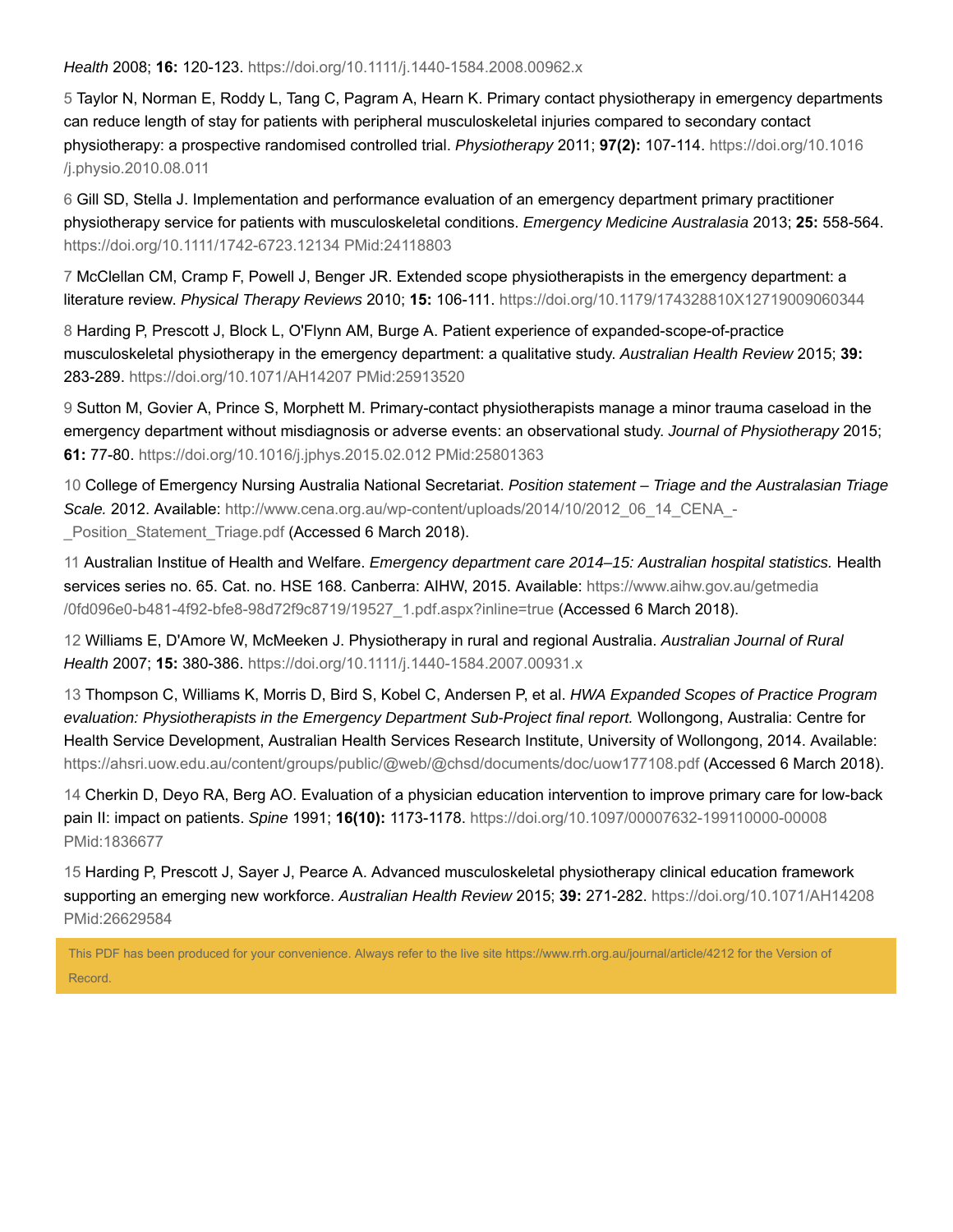*Health* 2008; **16:** 120-123. https://doi.org/10.1111/j.1440-1584.2008.00962.x

5 Taylor N, Norman E, Roddy L, Tang C, Pagram A, Hearn K. Primary contact physiotherapy in emergency departments can reduce length of stay for patients with peripheral musculoskeletal injuries compared to secondary contact physiotherapy: a prospective randomised controlled trial. *Physiotherapy* 2011; **97(2):** 107-114. https://doi.org/10.1016/j.physio.2010.08.011

6 Gill SD, Stella J. Implementation and performance evaluation of an emergency department primary practitioner physiotherapy service for patients with musculoskeletal conditions. *Emergency Medicine Australasia* 2013; **25:** 558-564. https://doi.org/10.1111/1742-6723.12134 PMid:24118803

7 McClellan CM, Cramp F, Powell J, Benger JR. Extended scope physiotherapists in the emergency department: a literature review. *Physical Therapy Reviews* 2010; **15:** 106-111. https://doi.org/10.1179/174328810X12719009060344

8 Harding P, Prescott J, Block L, O'Flynn AM, Burge A. Patient experience of expanded-scope-of-practice musculoskeletal physiotherapy in the emergency department: a qualitative study. *Australian Health Review* 2015; **39:** 283-289. https://doi.org/10.1071/AH14207 PMid:25913520

9 Sutton M, Govier A, Prince S, Morphett M. Primary-contact physiotherapists manage a minor trauma caseload in the emergency department without misdiagnosis or adverse events: an observational study. *Journal of Physiotherapy* 2015; **61:** 77-80. https://doi.org/10.1016/j.jphys.2015.02.012 PMid:25801363

10 College of Emergency Nursing Australia National Secretariat. *Position statement – Triage and the Australasian Triage Scale.* 2012. Available: http://www.cena.org.au/wp-content/uploads/2014/10/2012_06_14_CENA_-_Position_Statement_Triage.pdf (Accessed 6 March 2018).

11 Australian Institue of Health and Welfare. *Emergency department care 2014–15: Australian hospital statistics.* Health services series no. 65. Cat. no. HSE 168. Canberra: AIHW, 2015. Available: https://www.aihw.gov.au/getmedia/0fd096e0-b481-4f92-bfe8-98d72f9c8719/19527_1.pdf.aspx?inline=true (Accessed 6 March 2018).

12 Williams E, D'Amore W, McMeeken J. Physiotherapy in rural and regional Australia. *Australian Journal of Rural Health* 2007; **15:** 380-386. https://doi.org/10.1111/j.1440-1584.2007.00931.x

13 Thompson C, Williams K, Morris D, Bird S, Kobel C, Andersen P, et al. *HWA Expanded Scopes of Practice Program evaluation: Physiotherapists in the Emergency Department Sub-Project final report.* Wollongong, Australia: Centre for Health Service Development, Australian Health Services Research Institute, University of Wollongong, 2014. Available: https://ahsri.uow.edu.au/content/groups/public/@web/@chsd/documents/doc/uow177108.pdf (Accessed 6 March 2018).

14 Cherkin D, Deyo RA, Berg AO. Evaluation of a physician education intervention to improve primary care for low-back pain II: impact on patients. *Spine* 1991; **16(10):** 1173-1178. https://doi.org/10.1097/00007632-199110000-00008 PMid:1836677

15 Harding P, Prescott J, Sayer J, Pearce A. Advanced musculoskeletal physiotherapy clinical education framework supporting an emerging new workforce. *Australian Health Review* 2015; **39:** 271-282. https://doi.org/10.1071/AH14208 PMid:26629584

This PDF has been produced for your convenience. Always refer to the live site https://www.rrh.org.au/journal/article/4212 for the Version of Record.